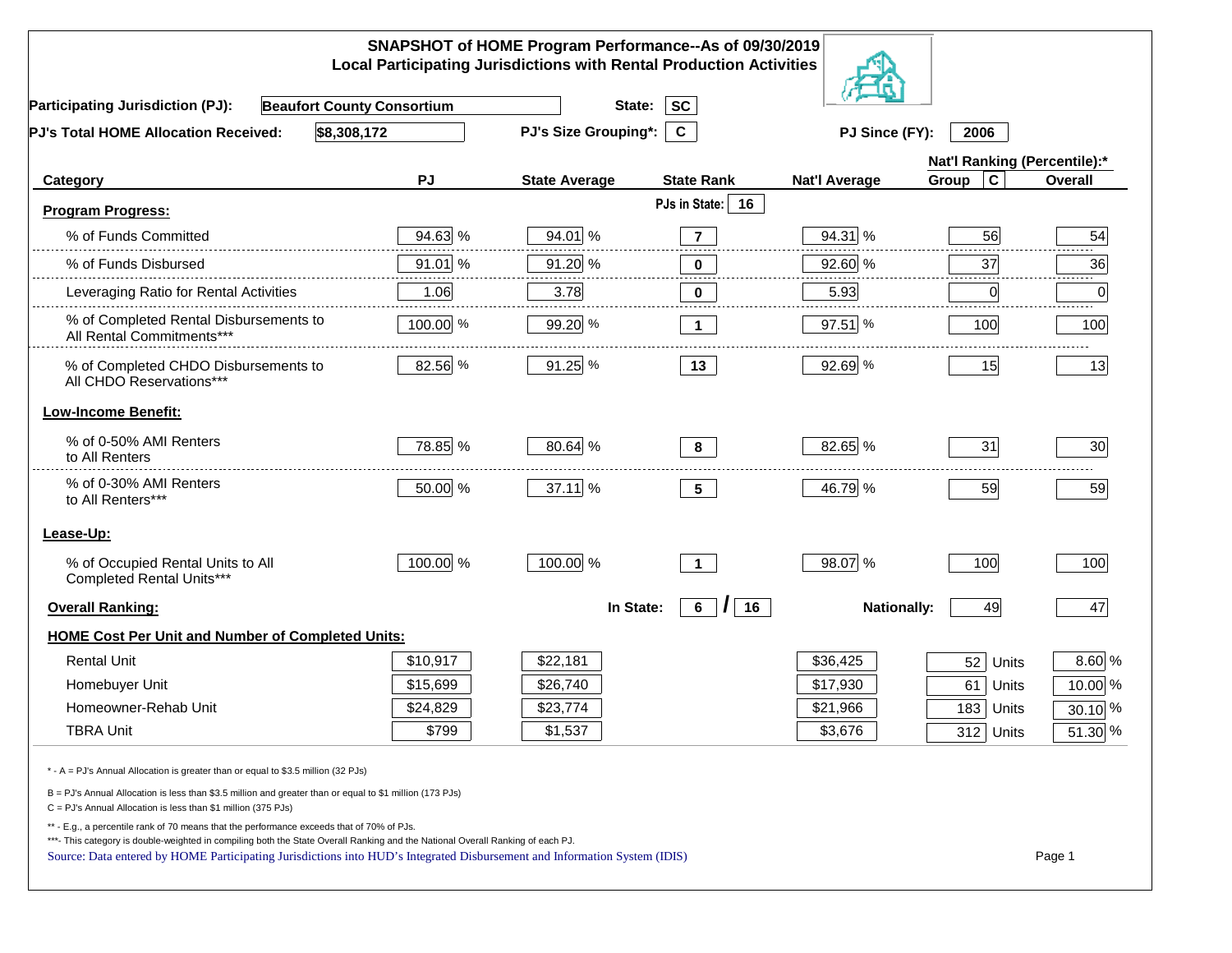# SNAPSHOT of HOME Program Performance--As of 09/30/2019
## Local Participating Jurisdictions with Rental Production Activities

**Participating Jurisdiction (PJ):** Beaufort County Consortium **State:** SC

**PJ's Total HOME Allocation Received:** $8,308,172 **PJ's Size Grouping*:** C **PJ Since (FY):** 2006

| Category | PJ | State Average | State Rank | Nat'l Average | Nat'l Ranking (Percentile):* Group C | Overall |
|---|---|---|---|---|---|---|
| **Program Progress:** | | | PJs in State: 16 | | | |
| % of Funds Committed | 94.63 % | 94.01 % | 7 | 94.31 % | 56 | 54 |
| % of Funds Disbursed | 91.01 % | 91.20 % | 0 | 92.60 % | 37 | 36 |
| Leveraging Ratio for Rental Activities | 1.06 | 3.78 | 0 | 5.93 | 0 | 0 |
| % of Completed Rental Disbursements to All Rental Commitments*** | 100.00 % | 99.20 % | 1 | 97.51 % | 100 | 100 |
| % of Completed CHDO Disbursements to All CHDO Reservations*** | 82.56 % | 91.25 % | 13 | 92.69 % | 15 | 13 |
| **Low-Income Benefit:** | | | | | | |
| % of 0-50% AMI Renters to All Renters | 78.85 % | 80.64 % | 8 | 82.65 % | 31 | 30 |
| % of 0-30% AMI Renters to All Renters*** | 50.00 % | 37.11 % | 5 | 46.79 % | 59 | 59 |
| **Lease-Up:** | | | | | | |
| % of Occupied Rental Units to All Completed Rental Units*** | 100.00 % | 100.00 % | 1 | 98.07 % | 100 | 100 |
| **Overall Ranking:** | | In State: | 6 / 16 | Nationally: | 49 | 47 |
| **HOME Cost Per Unit and Number of Completed Units:** | | | | | | |
| Rental Unit | $10,917 | $22,181 | | $36,425 | 52 Units | 8.60 % |
| Homebuyer Unit | $15,699 | $26,740 | | $17,930 | 61 Units | 10.00 % |
| Homeowner-Rehab Unit | $24,829 | $23,774 | | $21,966 | 183 Units | 30.10 % |
| TBRA Unit | $799 | $1,537 | | $3,676 | 312 Units | 51.30 % |

\* - A = PJ's Annual Allocation is greater than or equal to $3.5 million (32 PJs)

B = PJ's Annual Allocation is less than $3.5 million and greater than or equal to $1 million (173 PJs)

C = PJ's Annual Allocation is less than $1 million (375 PJs)

\** - E.g., a percentile rank of 70 means that the performance exceeds that of 70% of PJs.

\***- This category is double-weighted in compiling both the State Overall Ranking and the National Overall Ranking of each PJ.

Source: Data entered by HOME Participating Jurisdictions into HUD's Integrated Disbursement and Information System (IDIS)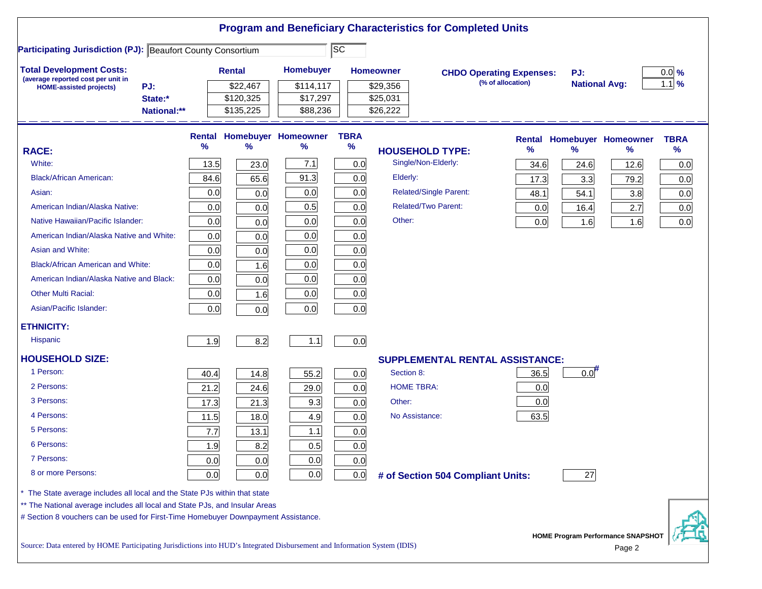# Program and Beneficiary Characteristics for Completed Units

**Participating Jurisdiction (PJ):** Beaufort County Consortium | SC

**Total Development Costs:**
(average reported cost per unit in HOME-assisted projects)

| | Rental | Homebuyer | Homeowner |
|---|---|---|---|
| PJ: | $22,467 | $114,117 | $29,356 |
| State:* | $120,325 | $17,297 | $25,031 |
| National:** | $135,225 | $88,236 | $26,222 |

**CHDO Operating Expenses:** (% of allocation)

| | |
|---|---|
| PJ: | 0.0 % |
| National Avg: | 1.1 % |

| RACE: | Rental % | Homebuyer % | Homeowner % | TBRA % |
|---|---|---|---|---|
| White: | 13.5 | 23.0 | 7.1 | 0.0 |
| Black/African American: | 84.6 | 65.6 | 91.3 | 0.0 |
| Asian: | 0.0 | 0.0 | 0.0 | 0.0 |
| American Indian/Alaska Native: | 0.0 | 0.0 | 0.5 | 0.0 |
| Native Hawaiian/Pacific Islander: | 0.0 | 0.0 | 0.0 | 0.0 |
| American Indian/Alaska Native and White: | 0.0 | 0.0 | 0.0 | 0.0 |
| Asian and White: | 0.0 | 0.0 | 0.0 | 0.0 |
| Black/African American and White: | 0.0 | 1.6 | 0.0 | 0.0 |
| American Indian/Alaska Native and Black: | 0.0 | 0.0 | 0.0 | 0.0 |
| Other Multi Racial: | 0.0 | 1.6 | 0.0 | 0.0 |
| Asian/Pacific Islander: | 0.0 | 0.0 | 0.0 | 0.0 |
| **ETHNICITY:** | | | | |
| Hispanic | 1.9 | 8.2 | 1.1 | 0.0 |
| **HOUSEHOLD SIZE:** | | | | |
| 1 Person: | 40.4 | 14.8 | 55.2 | 0.0 |
| 2 Persons: | 21.2 | 24.6 | 29.0 | 0.0 |
| 3 Persons: | 17.3 | 21.3 | 9.3 | 0.0 |
| 4 Persons: | 11.5 | 18.0 | 4.9 | 0.0 |
| 5 Persons: | 7.7 | 13.1 | 1.1 | 0.0 |
| 6 Persons: | 1.9 | 8.2 | 0.5 | 0.0 |
| 7 Persons: | 0.0 | 0.0 | 0.0 | 0.0 |
| 8 or more Persons: | 0.0 | 0.0 | 0.0 | 0.0 |

| HOUSEHOLD TYPE: | Rental % | Homebuyer % | Homeowner % | TBRA % |
|---|---|---|---|---|
| Single/Non-Elderly: | 34.6 | 24.6 | 12.6 | 0.0 |
| Elderly: | 17.3 | 3.3 | 79.2 | 0.0 |
| Related/Single Parent: | 48.1 | 54.1 | 3.8 | 0.0 |
| Related/Two Parent: | 0.0 | 16.4 | 2.7 | 0.0 |
| Other: | 0.0 | 1.6 | 1.6 | 0.0 |

| SUPPLEMENTAL RENTAL ASSISTANCE: | Rental | Homebuyer |
|---|---|---|
| Section 8: | 36.5 | 0.0# |
| HOME TBRA: | 0.0 | |
| Other: | 0.0 | |
| No Assistance: | 63.5 | |

**# of Section 504 Compliant Units:** 27

\* The State average includes all local and the State PJs within that state

\** The National average includes all local and State PJs, and Insular Areas

\# Section 8 vouchers can be used for First-Time Homebuyer Downpayment Assistance.

Source: Data entered by HOME Participating Jurisdictions into HUD's Integrated Disbursement and Information System (IDIS)

HOME Program Performance SNAPSHOT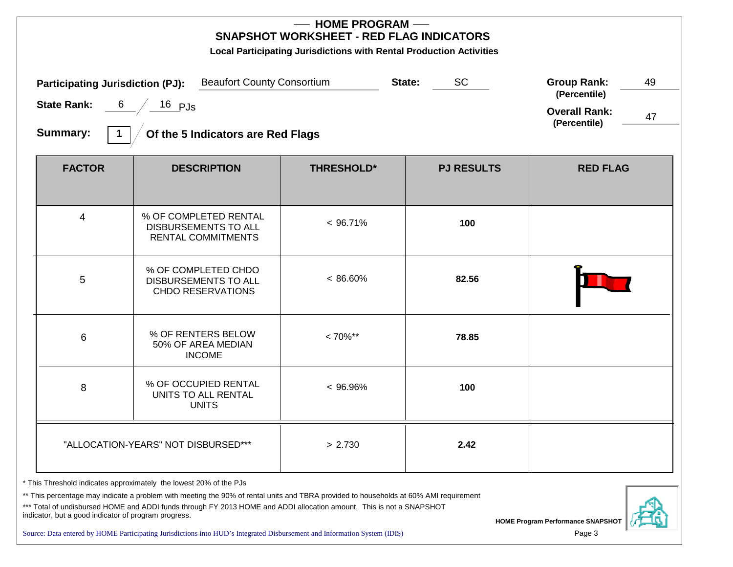# HOME PROGRAM

## SNAPSHOT WORKSHEET - RED FLAG INDICATORS

**Local Participating Jurisdictions with Rental Production Activities**

**Participating Jurisdiction (PJ):** Beaufort County Consortium **State:** SC **Group Rank:** 49 **(Percentile)**

**State Rank:** 6 / 16 PJs **Overall Rank:** 47 **(Percentile)**

**Summary:** 1 Of the 5 Indicators are Red Flags

| FACTOR | DESCRIPTION | THRESHOLD* | PJ RESULTS | RED FLAG |
|---|---|---|---|---|
| 4 | % OF COMPLETED RENTAL DISBURSEMENTS TO ALL RENTAL COMMITMENTS | < 96.71% | **100** | |
| 5 | % OF COMPLETED CHDO DISBURSEMENTS TO ALL CHDO RESERVATIONS | < 86.60% | **82.56** | 🚩 |
| 6 | % OF RENTERS BELOW 50% OF AREA MEDIAN INCOME | < 70%** | **78.85** | |
| 8 | % OF OCCUPIED RENTAL UNITS TO ALL RENTAL UNITS | < 96.96% | **100** | |
| "ALLOCATION-YEARS" NOT DISBURSED*** | | > 2.730 | **2.42** | |

\* This Threshold indicates approximately the lowest 20% of the PJs

** This percentage may indicate a problem with meeting the 90% of rental units and TBRA provided to households at 60% AMI requirement

*** Total of undisbursed HOME and ADDI funds through FY 2013 HOME and ADDI allocation amount. This is not a SNAPSHOT indicator, but a good indicator of program progress.

Source: Data entered by HOME Participating Jurisdictions into HUD's Integrated Disbursement and Information System (IDIS)